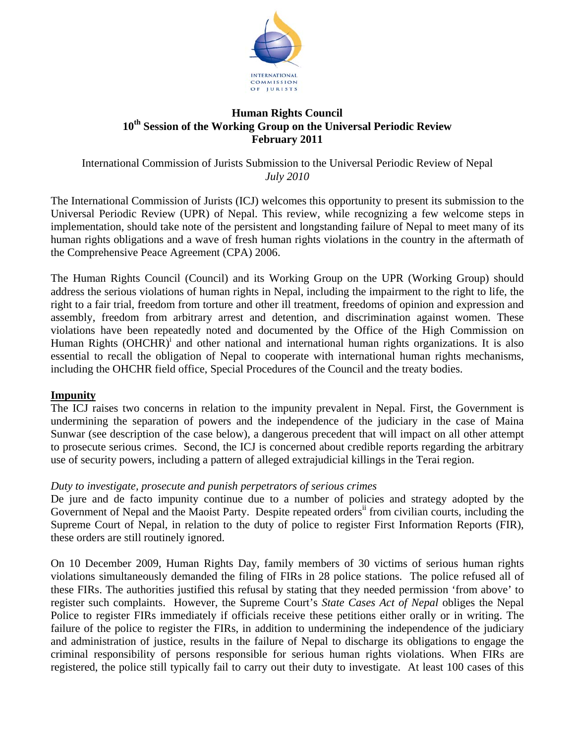INTERNATIONAL COMMISSION OF JURISTS

**Human Rights Council**
**10th Session of the Working Group on the Universal Periodic Review**
**February 2011**

International Commission of Jurists Submission to the Universal Periodic Review of Nepal
*July 2010*

The International Commission of Jurists (ICJ) welcomes this opportunity to present its submission to the Universal Periodic Review (UPR) of Nepal. This review, while recognizing a few welcome steps in implementation, should take note of the persistent and longstanding failure of Nepal to meet many of its human rights obligations and a wave of fresh human rights violations in the country in the aftermath of the Comprehensive Peace Agreement (CPA) 2006.

The Human Rights Council (Council) and its Working Group on the UPR (Working Group) should address the serious violations of human rights in Nepal, including the impairment to the right to life, the right to a fair trial, freedom from torture and other ill treatment, freedoms of opinion and expression and assembly, freedom from arbitrary arrest and detention, and discrimination against women. These violations have been repeatedly noted and documented by the Office of the High Commission on Human Rights (OHCHR)[i] and other national and international human rights organizations. It is also essential to recall the obligation of Nepal to cooperate with international human rights mechanisms, including the OHCHR field office, Special Procedures of the Council and the treaty bodies.

**Impunity**

The ICJ raises two concerns in relation to the impunity prevalent in Nepal. First, the Government is undermining the separation of powers and the independence of the judiciary in the case of Maina Sunwar (see description of the case below), a dangerous precedent that will impact on all other attempt to prosecute serious crimes. Second, the ICJ is concerned about credible reports regarding the arbitrary use of security powers, including a pattern of alleged extrajudicial killings in the Terai region.

*Duty to investigate, prosecute and punish perpetrators of serious crimes*

De jure and de facto impunity continue due to a number of policies and strategy adopted by the Government of Nepal and the Maoist Party. Despite repeated orders[ii] from civilian courts, including the Supreme Court of Nepal, in relation to the duty of police to register First Information Reports (FIR), these orders are still routinely ignored.

On 10 December 2009, Human Rights Day, family members of 30 victims of serious human rights violations simultaneously demanded the filing of FIRs in 28 police stations. The police refused all of these FIRs. The authorities justified this refusal by stating that they needed permission 'from above' to register such complaints. However, the Supreme Court's *State Cases Act of Nepal* obliges the Nepal Police to register FIRs immediately if officials receive these petitions either orally or in writing. The failure of the police to register the FIRs, in addition to undermining the independence of the judiciary and administration of justice, results in the failure of Nepal to discharge its obligations to engage the criminal responsibility of persons responsible for serious human rights violations. When FIRs are registered, the police still typically fail to carry out their duty to investigate. At least 100 cases of this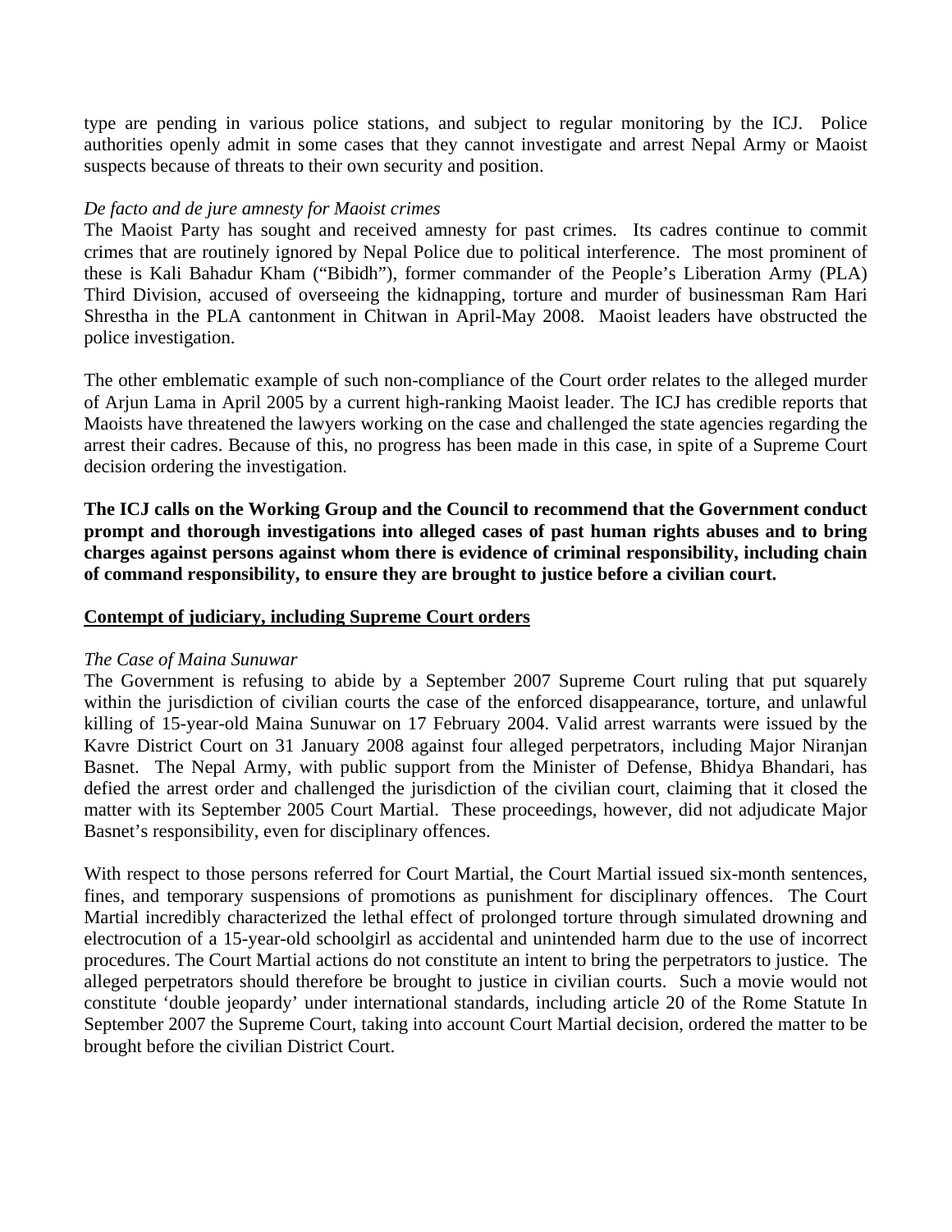type are pending in various police stations, and subject to regular monitoring by the ICJ. Police authorities openly admit in some cases that they cannot investigate and arrest Nepal Army or Maoist suspects because of threats to their own security and position.

*De facto and de jure amnesty for Maoist crimes*
The Maoist Party has sought and received amnesty for past crimes. Its cadres continue to commit crimes that are routinely ignored by Nepal Police due to political interference. The most prominent of these is Kali Bahadur Kham ("Bibidh"), former commander of the People's Liberation Army (PLA) Third Division, accused of overseeing the kidnapping, torture and murder of businessman Ram Hari Shrestha in the PLA cantonment in Chitwan in April-May 2008. Maoist leaders have obstructed the police investigation.

The other emblematic example of such non-compliance of the Court order relates to the alleged murder of Arjun Lama in April 2005 by a current high-ranking Maoist leader. The ICJ has credible reports that Maoists have threatened the lawyers working on the case and challenged the state agencies regarding the arrest their cadres. Because of this, no progress has been made in this case, in spite of a Supreme Court decision ordering the investigation.

**The ICJ calls on the Working Group and the Council to recommend that the Government conduct prompt and thorough investigations into alleged cases of past human rights abuses and to bring charges against persons against whom there is evidence of criminal responsibility, including chain of command responsibility, to ensure they are brought to justice before a civilian court.**

## Contempt of judiciary, including Supreme Court orders

*The Case of Maina Sunuwar*
The Government is refusing to abide by a September 2007 Supreme Court ruling that put squarely within the jurisdiction of civilian courts the case of the enforced disappearance, torture, and unlawful killing of 15-year-old Maina Sunuwar on 17 February 2004. Valid arrest warrants were issued by the Kavre District Court on 31 January 2008 against four alleged perpetrators, including Major Niranjan Basnet. The Nepal Army, with public support from the Minister of Defense, Bhidya Bhandari, has defied the arrest order and challenged the jurisdiction of the civilian court, claiming that it closed the matter with its September 2005 Court Martial. These proceedings, however, did not adjudicate Major Basnet's responsibility, even for disciplinary offences.

With respect to those persons referred for Court Martial, the Court Martial issued six-month sentences, fines, and temporary suspensions of promotions as punishment for disciplinary offences. The Court Martial incredibly characterized the lethal effect of prolonged torture through simulated drowning and electrocution of a 15-year-old schoolgirl as accidental and unintended harm due to the use of incorrect procedures. The Court Martial actions do not constitute an intent to bring the perpetrators to justice. The alleged perpetrators should therefore be brought to justice in civilian courts. Such a movie would not constitute 'double jeopardy' under international standards, including article 20 of the Rome Statute In September 2007 the Supreme Court, taking into account Court Martial decision, ordered the matter to be brought before the civilian District Court.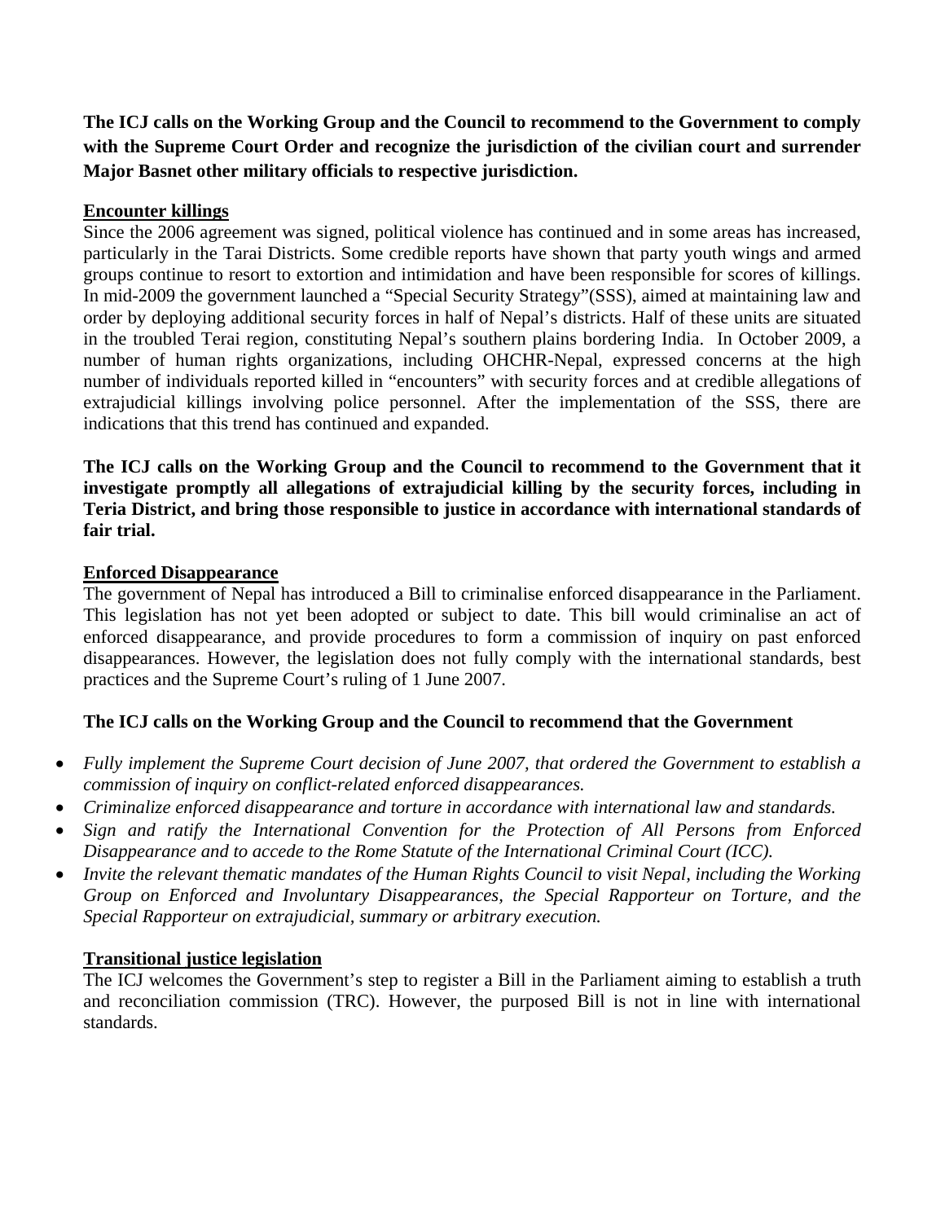**The ICJ calls on the Working Group and the Council to recommend to the Government to comply with the Supreme Court Order and recognize the jurisdiction of the civilian court and surrender Major Basnet other military officials to respective jurisdiction.**

**Encounter killings**

Since the 2006 agreement was signed, political violence has continued and in some areas has increased, particularly in the Tarai Districts. Some credible reports have shown that party youth wings and armed groups continue to resort to extortion and intimidation and have been responsible for scores of killings. In mid-2009 the government launched a "Special Security Strategy"(SSS), aimed at maintaining law and order by deploying additional security forces in half of Nepal's districts. Half of these units are situated in the troubled Terai region, constituting Nepal's southern plains bordering India. In October 2009, a number of human rights organizations, including OHCHR-Nepal, expressed concerns at the high number of individuals reported killed in "encounters" with security forces and at credible allegations of extrajudicial killings involving police personnel. After the implementation of the SSS, there are indications that this trend has continued and expanded.

**The ICJ calls on the Working Group and the Council to recommend to the Government that it investigate promptly all allegations of extrajudicial killing by the security forces, including in Teria District, and bring those responsible to justice in accordance with international standards of fair trial.**

**Enforced Disappearance**

The government of Nepal has introduced a Bill to criminalise enforced disappearance in the Parliament. This legislation has not yet been adopted or subject to date. This bill would criminalise an act of enforced disappearance, and provide procedures to form a commission of inquiry on past enforced disappearances. However, the legislation does not fully comply with the international standards, best practices and the Supreme Court's ruling of 1 June 2007.

**The ICJ calls on the Working Group and the Council to recommend that the Government**

- *Fully implement the Supreme Court decision of June 2007, that ordered the Government to establish a commission of inquiry on conflict-related enforced disappearances.*
- *Criminalize enforced disappearance and torture in accordance with international law and standards.*
- *Sign and ratify the International Convention for the Protection of All Persons from Enforced Disappearance and to accede to the Rome Statute of the International Criminal Court (ICC).*
- *Invite the relevant thematic mandates of the Human Rights Council to visit Nepal, including the Working Group on Enforced and Involuntary Disappearances, the Special Rapporteur on Torture, and the Special Rapporteur on extrajudicial, summary or arbitrary execution.*

**Transitional justice legislation**

The ICJ welcomes the Government's step to register a Bill in the Parliament aiming to establish a truth and reconciliation commission (TRC). However, the purposed Bill is not in line with international standards.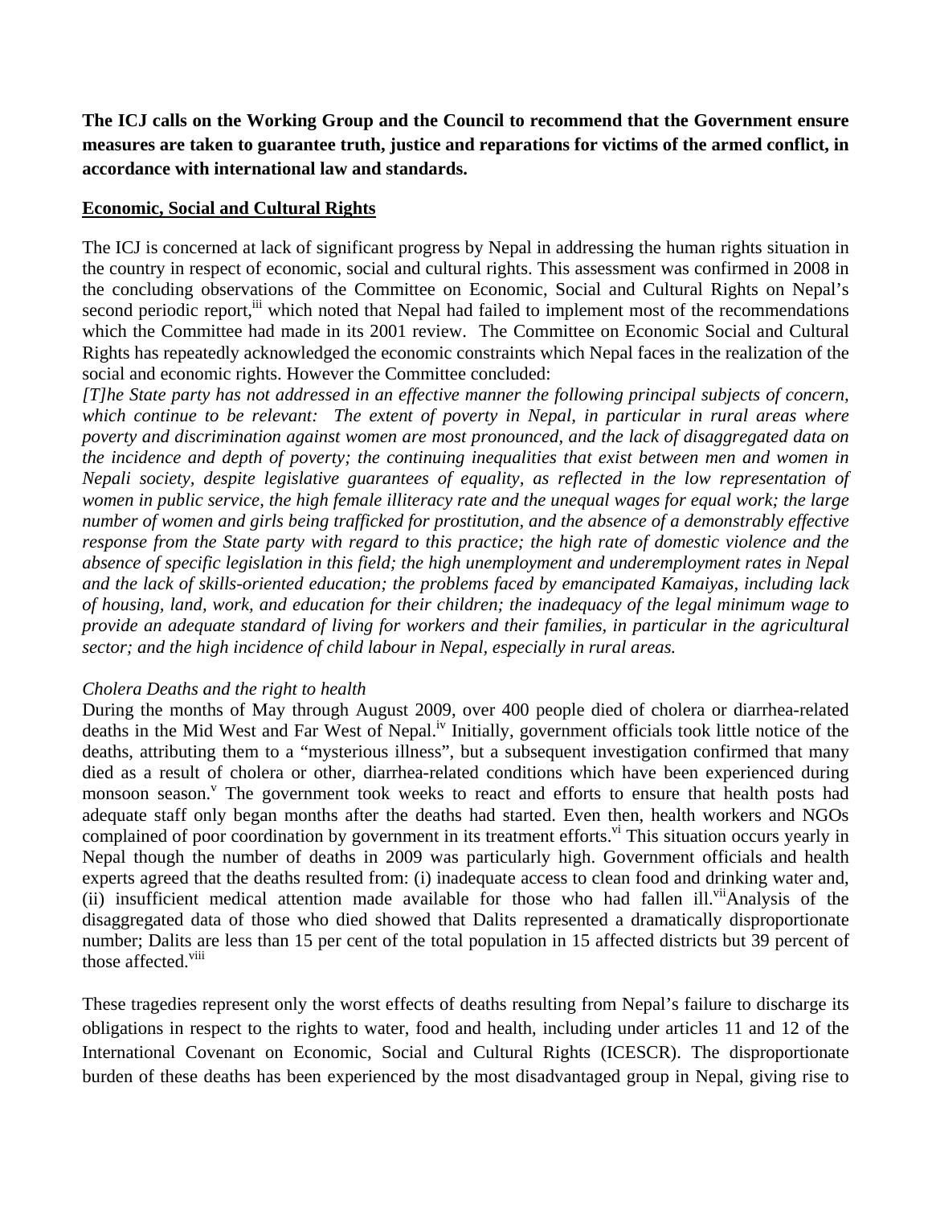**The ICJ calls on the Working Group and the Council to recommend that the Government ensure measures are taken to guarantee truth, justice and reparations for victims of the armed conflict, in accordance with international law and standards.**

## Economic, Social and Cultural Rights

The ICJ is concerned at lack of significant progress by Nepal in addressing the human rights situation in the country in respect of economic, social and cultural rights. This assessment was confirmed in 2008 in the concluding observations of the Committee on Economic, Social and Cultural Rights on Nepal's second periodic report,[iii] which noted that Nepal had failed to implement most of the recommendations which the Committee had made in its 2001 review. The Committee on Economic Social and Cultural Rights has repeatedly acknowledged the economic constraints which Nepal faces in the realization of the social and economic rights. However the Committee concluded:

*[T]he State party has not addressed in an effective manner the following principal subjects of concern, which continue to be relevant: The extent of poverty in Nepal, in particular in rural areas where poverty and discrimination against women are most pronounced, and the lack of disaggregated data on the incidence and depth of poverty; the continuing inequalities that exist between men and women in Nepali society, despite legislative guarantees of equality, as reflected in the low representation of women in public service, the high female illiteracy rate and the unequal wages for equal work; the large number of women and girls being trafficked for prostitution, and the absence of a demonstrably effective response from the State party with regard to this practice; the high rate of domestic violence and the absence of specific legislation in this field; the high unemployment and underemployment rates in Nepal and the lack of skills-oriented education; the problems faced by emancipated Kamaiyas, including lack of housing, land, work, and education for their children; the inadequacy of the legal minimum wage to provide an adequate standard of living for workers and their families, in particular in the agricultural sector; and the high incidence of child labour in Nepal, especially in rural areas.*

*Cholera Deaths and the right to health*

During the months of May through August 2009, over 400 people died of cholera or diarrhea-related deaths in the Mid West and Far West of Nepal.[iv] Initially, government officials took little notice of the deaths, attributing them to a "mysterious illness", but a subsequent investigation confirmed that many died as a result of cholera or other, diarrhea-related conditions which have been experienced during monsoon season.[v] The government took weeks to react and efforts to ensure that health posts had adequate staff only began months after the deaths had started. Even then, health workers and NGOs complained of poor coordination by government in its treatment efforts.[vi] This situation occurs yearly in Nepal though the number of deaths in 2009 was particularly high. Government officials and health experts agreed that the deaths resulted from: (i) inadequate access to clean food and drinking water and, (ii) insufficient medical attention made available for those who had fallen ill.[vii] Analysis of the disaggregated data of those who died showed that Dalits represented a dramatically disproportionate number; Dalits are less than 15 per cent of the total population in 15 affected districts but 39 percent of those affected.[viii]

These tragedies represent only the worst effects of deaths resulting from Nepal's failure to discharge its obligations in respect to the rights to water, food and health, including under articles 11 and 12 of the International Covenant on Economic, Social and Cultural Rights (ICESCR). The disproportionate burden of these deaths has been experienced by the most disadvantaged group in Nepal, giving rise to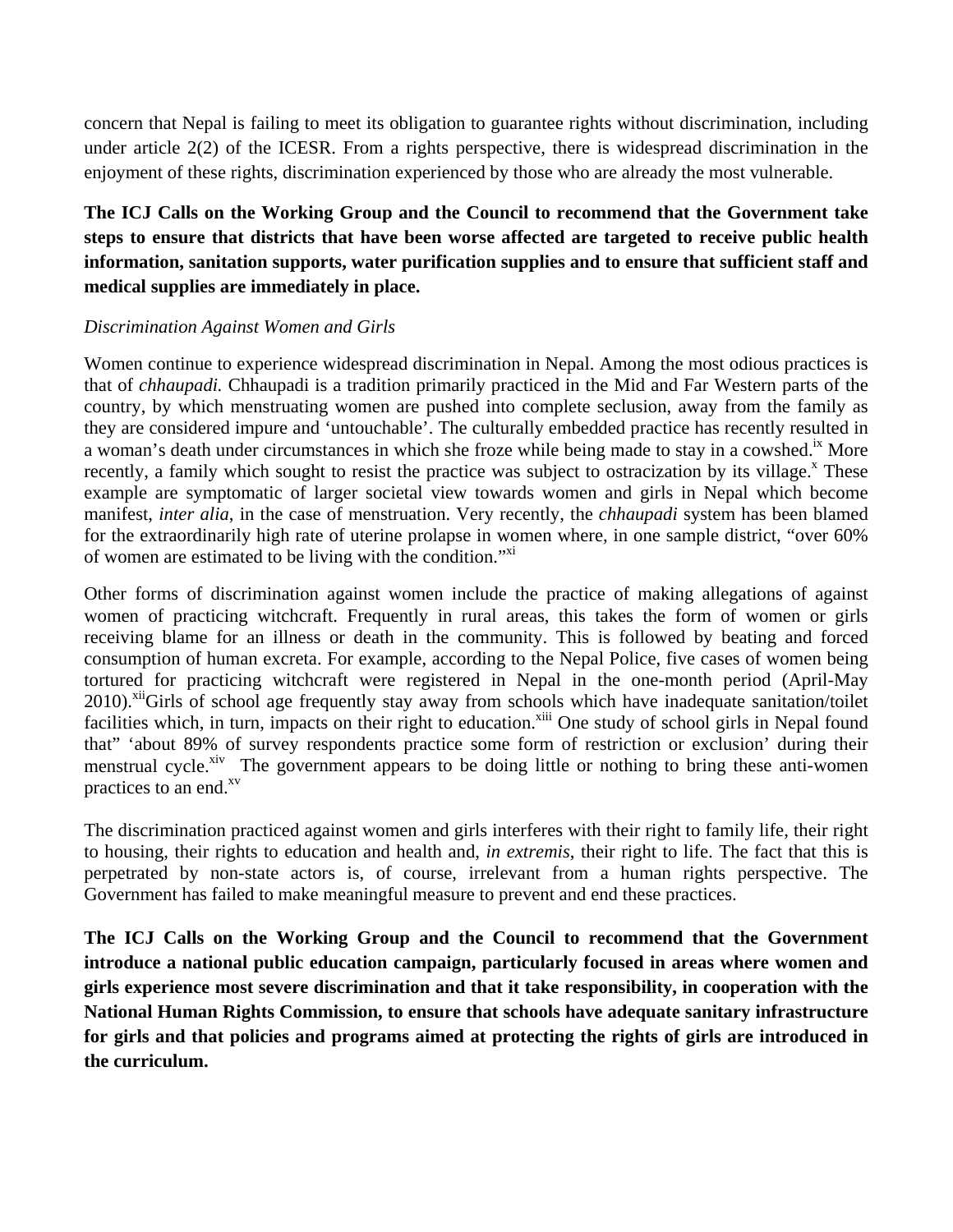concern that Nepal is failing to meet its obligation to guarantee rights without discrimination, including under article 2(2) of the ICESR. From a rights perspective, there is widespread discrimination in the enjoyment of these rights, discrimination experienced by those who are already the most vulnerable.

**The ICJ Calls on the Working Group and the Council to recommend that the Government take steps to ensure that districts that have been worse affected are targeted to receive public health information, sanitation supports, water purification supplies and to ensure that sufficient staff and medical supplies are immediately in place.**

*Discrimination Against Women and Girls*

Women continue to experience widespread discrimination in Nepal. Among the most odious practices is that of *chhaupadi.* Chhaupadi is a tradition primarily practiced in the Mid and Far Western parts of the country, by which menstruating women are pushed into complete seclusion, away from the family as they are considered impure and 'untouchable'. The culturally embedded practice has recently resulted in a woman's death under circumstances in which she froze while being made to stay in a cowshed.[ix] More recently, a family which sought to resist the practice was subject to ostracization by its village.[x] These example are symptomatic of larger societal view towards women and girls in Nepal which become manifest, *inter alia*, in the case of menstruation. Very recently, the *chhaupadi* system has been blamed for the extraordinarily high rate of uterine prolapse in women where, in one sample district, "over 60% of women are estimated to be living with the condition."[xi]

Other forms of discrimination against women include the practice of making allegations of against women of practicing witchcraft. Frequently in rural areas, this takes the form of women or girls receiving blame for an illness or death in the community. This is followed by beating and forced consumption of human excreta. For example, according to the Nepal Police, five cases of women being tortured for practicing witchcraft were registered in Nepal in the one-month period (April-May 2010).[xii]Girls of school age frequently stay away from schools which have inadequate sanitation/toilet facilities which, in turn, impacts on their right to education.[xiii] One study of school girls in Nepal found that" 'about 89% of survey respondents practice some form of restriction or exclusion' during their menstrual cycle.[xiv] The government appears to be doing little or nothing to bring these anti-women practices to an end.[xv]

The discrimination practiced against women and girls interferes with their right to family life, their right to housing, their rights to education and health and, *in extremis*, their right to life. The fact that this is perpetrated by non-state actors is, of course, irrelevant from a human rights perspective. The Government has failed to make meaningful measure to prevent and end these practices.

**The ICJ Calls on the Working Group and the Council to recommend that the Government introduce a national public education campaign, particularly focused in areas where women and girls experience most severe discrimination and that it take responsibility, in cooperation with the National Human Rights Commission, to ensure that schools have adequate sanitary infrastructure for girls and that policies and programs aimed at protecting the rights of girls are introduced in the curriculum.**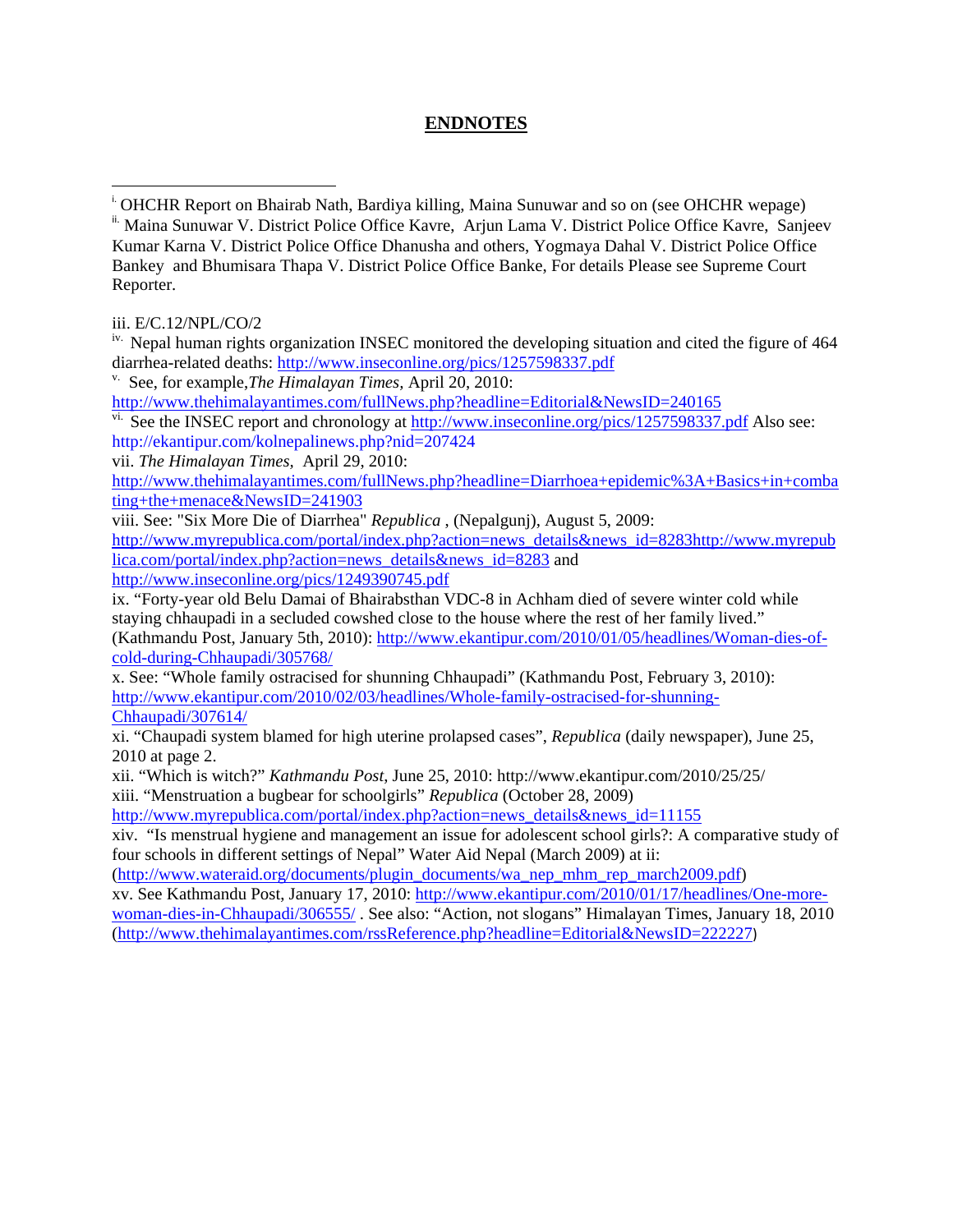## ENDNOTES

[i] OHCHR Report on Bhairab Nath, Bardiya killing, Maina Sunuwar and so on (see OHCHR wepage)

[ii] Maina Sunuwar V. District Police Office Kavre, Arjun Lama V. District Police Office Kavre, Sanjeev Kumar Karna V. District Police Office Dhanusha and others, Yogmaya Dahal V. District Police Office Bankey and Bhumisara Thapa V. District Police Office Banke, For details Please see Supreme Court Reporter.

iii. E/C.12/NPL/CO/2

[iv] Nepal human rights organization INSEC monitored the developing situation and cited the figure of 464 diarrhea-related deaths: http://www.inseconline.org/pics/1257598337.pdf

[v] See, for example, *The Himalayan Times*, April 20, 2010: http://www.thehimalayantimes.com/fullNews.php?headline=Editorial&NewsID=240165

[vi] See the INSEC report and chronology at http://www.inseconline.org/pics/1257598337.pdf Also see: http://ekantipur.com/kolnepalinews.php?nid=207424

vii. *The Himalayan Times*, April 29, 2010: http://www.thehimalayantimes.com/fullNews.php?headline=Diarrhoea+epidemic%3A+Basics+in+combating+the+menace&NewsID=241903

viii. See: "Six More Die of Diarrhea" *Republica* , (Nepalgunj), August 5, 2009: http://www.myrepublica.com/portal/index.php?action=news_details&news_id=8283http://www.myrepublica.com/portal/index.php?action=news_details&news_id=8283 and http://www.inseconline.org/pics/1249390745.pdf

ix. "Forty-year old Belu Damai of Bhairabsthan VDC-8 in Achham died of severe winter cold while staying chhaupadi in a secluded cowshed close to the house where the rest of her family lived." (Kathmandu Post, January 5th, 2010): http://www.ekantipur.com/2010/01/05/headlines/Woman-dies-of-cold-during-Chhaupadi/305768/

x. See: "Whole family ostracised for shunning Chhaupadi" (Kathmandu Post, February 3, 2010): http://www.ekantipur.com/2010/02/03/headlines/Whole-family-ostracised-for-shunning-Chhaupadi/307614/

xi. "Chaupadi system blamed for high uterine prolapsed cases", *Republica* (daily newspaper), June 25, 2010 at page 2.

xii. "Which is witch?" *Kathmandu Post*, June 25, 2010: http://www.ekantipur.com/2010/25/25/

xiii. "Menstruation a bugbear for schoolgirls" *Republica* (October 28, 2009) http://www.myrepublica.com/portal/index.php?action=news_details&news_id=11155

xiv. "Is menstrual hygiene and management an issue for adolescent school girls?: A comparative study of four schools in different settings of Nepal" Water Aid Nepal (March 2009) at ii: (http://www.wateraid.org/documents/plugin_documents/wa_nep_mhm_rep_march2009.pdf)

xv. See Kathmandu Post, January 17, 2010: http://www.ekantipur.com/2010/01/17/headlines/One-more-woman-dies-in-Chhaupadi/306555/ . See also: "Action, not slogans" Himalayan Times, January 18, 2010 (http://www.thehimalayantimes.com/rssReference.php?headline=Editorial&NewsID=222227)